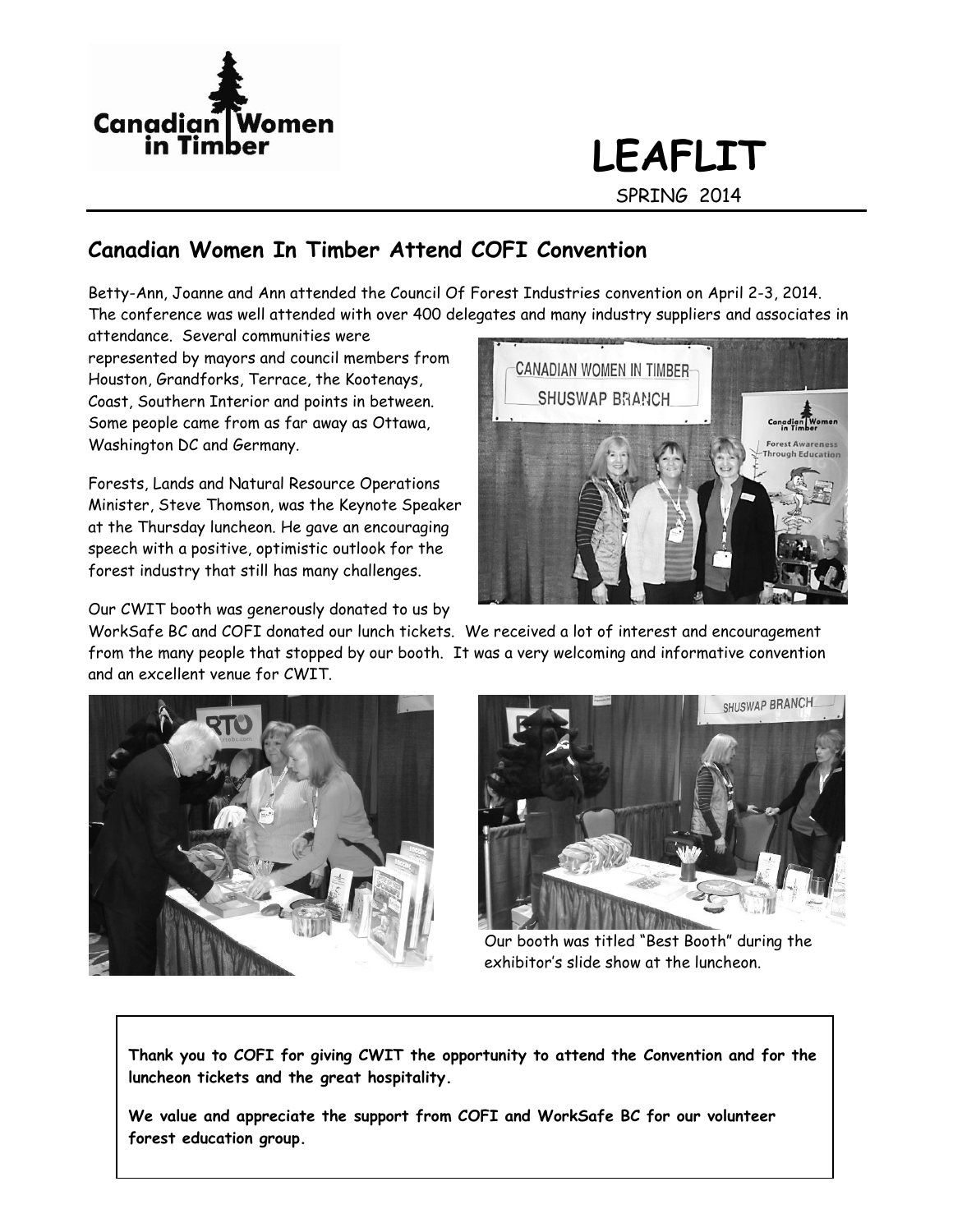# LEAFLIT

SPRING 2014

## Canadian Women In Timber Attend COFI Convention

Betty-Ann, Joanne and Ann attended the Council Of Forest Industries convention on April 2-3, 2014. The conference was well attended with over 400 delegates and many industry suppliers and associates in attendance. Several communities were represented by mayors and council members from Houston, Grandforks, Terrace, the Kootenays, Coast, Southern Interior and points in between. Some people came from as far away as Ottawa, Washington DC and Germany.

Forests, Lands and Natural Resource Operations Minister, Steve Thomson, was the Keynote Speaker at the Thursday luncheon. He gave an encouraging speech with a positive, optimistic outlook for the forest industry that still has many challenges.

Our CWIT booth was generously donated to us by WorkSafe BC and COFI donated our lunch tickets. We received a lot of interest and encouragement from the many people that stopped by our booth. It was a very welcoming and informative convention and an excellent venue for CWIT.

Our booth was titled "Best Booth" during the exhibitor's slide show at the luncheon.

**Thank you to COFI for giving CWIT the opportunity to attend the Convention and for the luncheon tickets and the great hospitality.**

**We value and appreciate the support from COFI and WorkSafe BC for our volunteer forest education group.**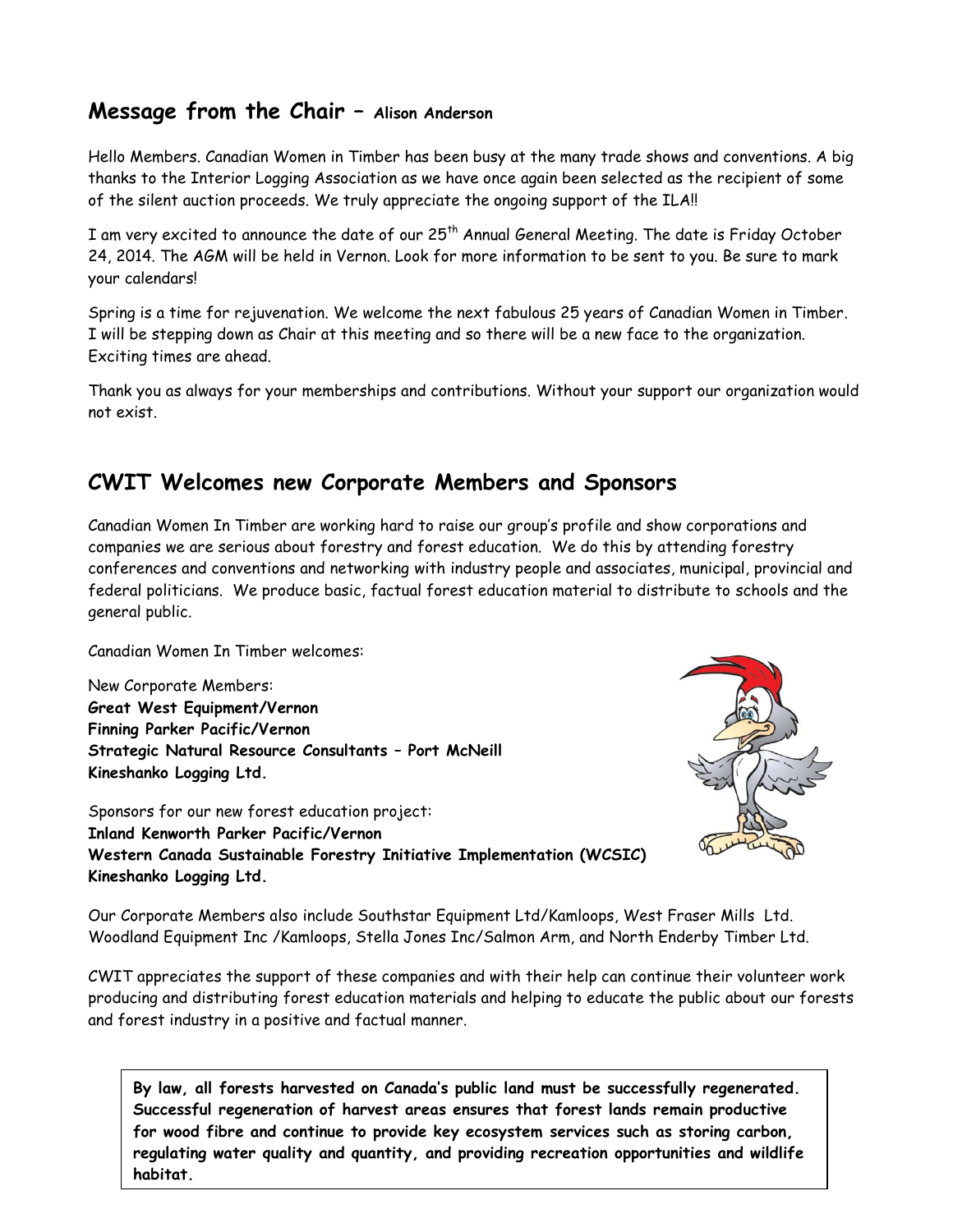## Message from the Chair – Alison Anderson

Hello Members. Canadian Women in Timber has been busy at the many trade shows and conventions. A big thanks to the Interior Logging Association as we have once again been selected as the recipient of some of the silent auction proceeds. We truly appreciate the ongoing support of the ILA!!

I am very excited to announce the date of our 25th Annual General Meeting. The date is Friday October 24, 2014. The AGM will be held in Vernon. Look for more information to be sent to you. Be sure to mark your calendars!

Spring is a time for rejuvenation. We welcome the next fabulous 25 years of Canadian Women in Timber. I will be stepping down as Chair at this meeting and so there will be a new face to the organization. Exciting times are ahead.

Thank you as always for your memberships and contributions. Without your support our organization would not exist.

## CWIT Welcomes new Corporate Members and Sponsors

Canadian Women In Timber are working hard to raise our group's profile and show corporations and companies we are serious about forestry and forest education. We do this by attending forestry conferences and conventions and networking with industry people and associates, municipal, provincial and federal politicians. We produce basic, factual forest education material to distribute to schools and the general public.

Canadian Women In Timber welcomes:

New Corporate Members:
**Great West Equipment/Vernon**
**Finning Parker Pacific/Vernon**
**Strategic Natural Resource Consultants – Port McNeill**
**Kineshanko Logging Ltd.**

Sponsors for our new forest education project:
**Inland Kenworth Parker Pacific/Vernon**
**Western Canada Sustainable Forestry Initiative Implementation (WCSIC)**
**Kineshanko Logging Ltd.**

Our Corporate Members also include Southstar Equipment Ltd/Kamloops, West Fraser Mills Ltd. Woodland Equipment Inc /Kamloops, Stella Jones Inc/Salmon Arm, and North Enderby Timber Ltd.

CWIT appreciates the support of these companies and with their help can continue their volunteer work producing and distributing forest education materials and helping to educate the public about our forests and forest industry in a positive and factual manner.

**By law, all forests harvested on Canada's public land must be successfully regenerated. Successful regeneration of harvest areas ensures that forest lands remain productive for wood fibre and continue to provide key ecosystem services such as storing carbon, regulating water quality and quantity, and providing recreation opportunities and wildlife habitat.**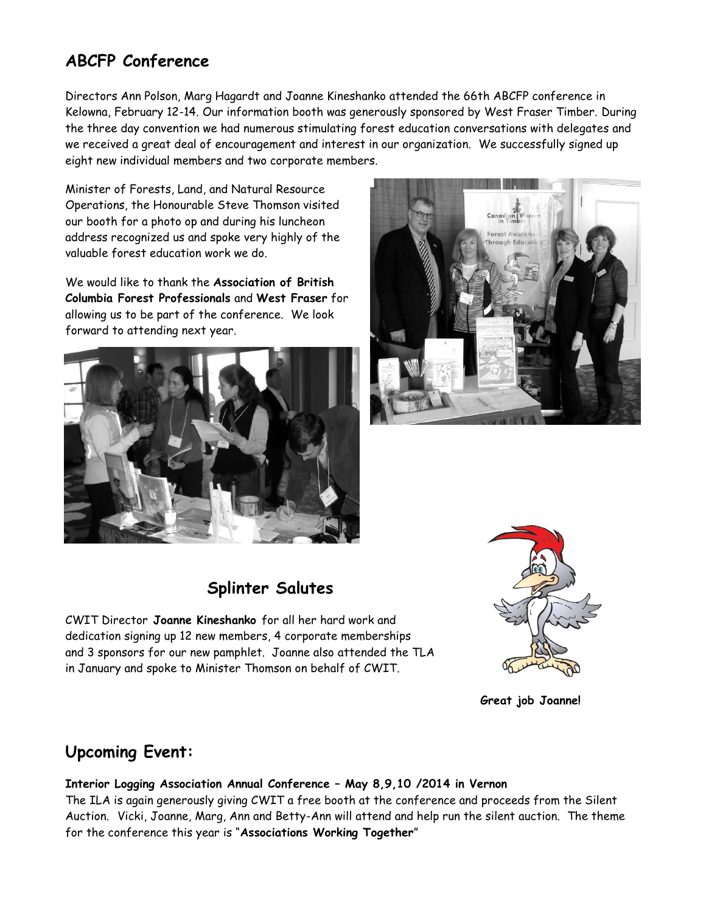## ABCFP Conference

Directors Ann Polson, Marg Hagardt and Joanne Kineshanko attended the 66th ABCFP conference in Kelowna, February 12-14. Our information booth was generously sponsored by West Fraser Timber. During the three day convention we had numerous stimulating forest education conversations with delegates and we received a great deal of encouragement and interest in our organization. We successfully signed up eight new individual members and two corporate members.

Minister of Forests, Land, and Natural Resource Operations, the Honourable Steve Thomson visited our booth for a photo op and during his luncheon address recognized us and spoke very highly of the valuable forest education work we do.

We would like to thank the **Association of British Columbia Forest Professionals** and **West Fraser** for allowing us to be part of the conference. We look forward to attending next year.

## Splinter Salutes

CWIT Director **Joanne Kineshanko** for all her hard work and dedication signing up 12 new members, 4 corporate memberships and 3 sponsors for our new pamphlet. Joanne also attended the TLA in January and spoke to Minister Thomson on behalf of CWIT.

**Great job Joanne!**

## Upcoming Event:

**Interior Logging Association Annual Conference – May 8,9,10 /2014 in Vernon**
The ILA is again generously giving CWIT a free booth at the conference and proceeds from the Silent Auction. Vicki, Joanne, Marg, Ann and Betty-Ann will attend and help run the silent auction. The theme for the conference this year is "**Associations Working Together**"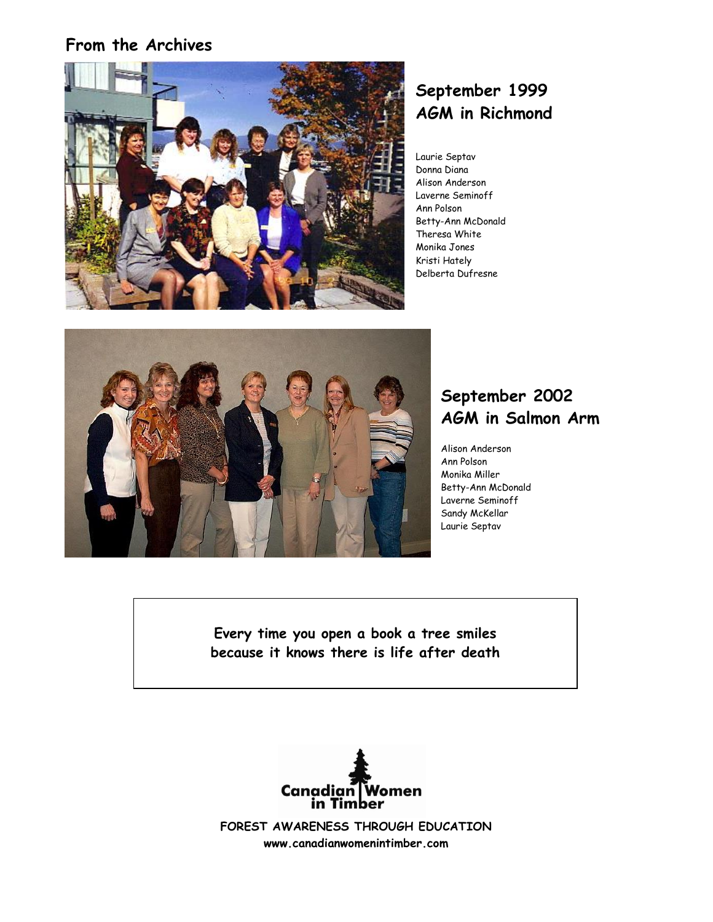## From the Archives

### September 1999 AGM in Richmond

Laurie Septav
Donna Diana
Alison Anderson
Laverne Seminoff
Ann Polson
Betty-Ann McDonald
Theresa White
Monika Jones
Kristi Hately
Delberta Dufresne

### September 2002 AGM in Salmon Arm

Alison Anderson
Ann Polson
Monika Miller
Betty-Ann McDonald
Laverne Seminoff
Sandy McKellar
Laurie Septav

**Every time you open a book a tree smiles because it knows there is life after death**

Canadian Women in Timber

**FOREST AWARENESS THROUGH EDUCATION**
**www.canadianwomenintimber.com**